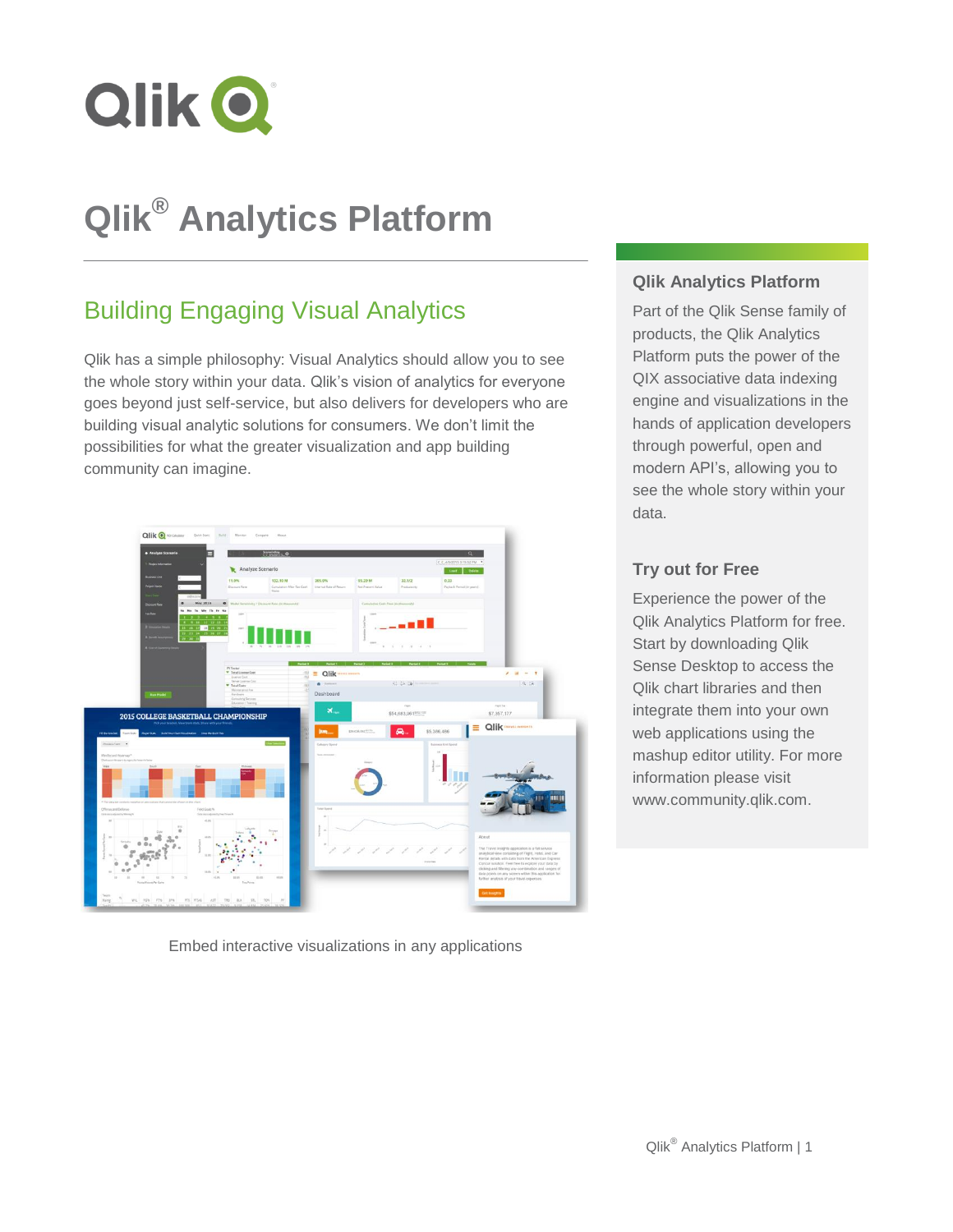# Qlik® Analytics Platform

## Building Engaging Visual Analytics

Qlik has a simple philosophy: Visual Analytics should allow you to see the whole story within your data. Qlik's vision of analytics for everyone goes beyond just self-service, but also delivers for developers who are building visual analytic solutions for consumers. We don't limit the possibilities for what the greater visualization and app building community can imagine.

Embed interactive visualizations in any applications

### Qlik Analytics Platform

Part of the Qlik Sense family of products, the Qlik Analytics Platform puts the power of the QIX associative data indexing engine and visualizations in the hands of application developers through powerful, open and modern API's, allowing you to see the whole story within your data.

### Try out for Free

Experience the power of the Qlik Analytics Platform for free. Start by downloading Qlik Sense Desktop to access the Qlik chart libraries and then integrate them into your own web applications using the mashup editor utility. For more information please visit www.community.qlik.com.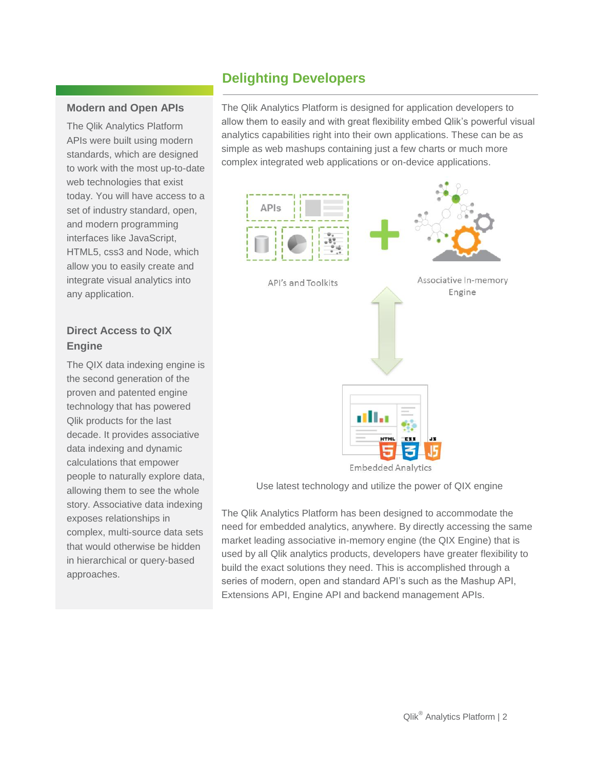## Delighting Developers

The Qlik Analytics Platform is designed for application developers to allow them to easily and with great flexibility embed Qlik's powerful visual analytics capabilities right into their own applications. These can be as simple as web mashups containing just a few charts or much more complex integrated web applications or on-device applications.

API's and Toolkits

Associative In-memory Engine

Embedded Analytics

Use latest technology and utilize the power of QIX engine

The Qlik Analytics Platform has been designed to accommodate the need for embedded analytics, anywhere. By directly accessing the same market leading associative in-memory engine (the QIX Engine) that is used by all Qlik analytics products, developers have greater flexibility to build the exact solutions they need. This is accomplished through a series of modern, open and standard API's such as the Mashup API, Extensions API, Engine API and backend management APIs.

### Modern and Open APIs

The Qlik Analytics Platform APIs were built using modern standards, which are designed to work with the most up-to-date web technologies that exist today. You will have access to a set of industry standard, open, and modern programming interfaces like JavaScript, HTML5, css3 and Node, which allow you to easily create and integrate visual analytics into any application.

### Direct Access to QIX Engine

The QIX data indexing engine is the second generation of the proven and patented engine technology that has powered Qlik products for the last decade. It provides associative data indexing and dynamic calculations that empower people to naturally explore data, allowing them to see the whole story. Associative data indexing exposes relationships in complex, multi-source data sets that would otherwise be hidden in hierarchical or query-based approaches.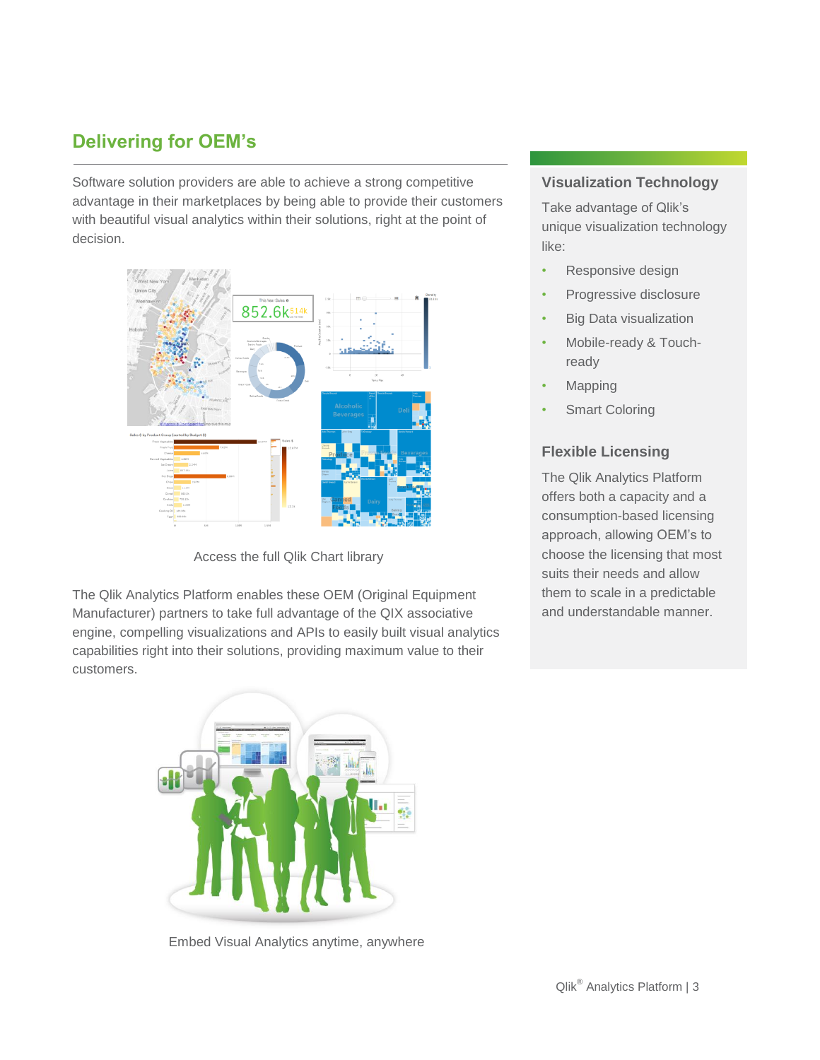## Delivering for OEM's

Software solution providers are able to achieve a strong competitive advantage in their marketplaces by being able to provide their customers with beautiful visual analytics within their solutions, right at the point of decision.

Access the full Qlik Chart library

The Qlik Analytics Platform enables these OEM (Original Equipment Manufacturer) partners to take full advantage of the QIX associative engine, compelling visualizations and APIs to easily built visual analytics capabilities right into their solutions, providing maximum value to their customers.

Embed Visual Analytics anytime, anywhere

### Visualization Technology

Take advantage of Qlik's unique visualization technology like:

- Responsive design
- Progressive disclosure
- Big Data visualization
- Mobile-ready & Touch-ready
- Mapping
- Smart Coloring

### Flexible Licensing

The Qlik Analytics Platform offers both a capacity and a consumption-based licensing approach, allowing OEM's to choose the licensing that most suits their needs and allow them to scale in a predictable and understandable manner.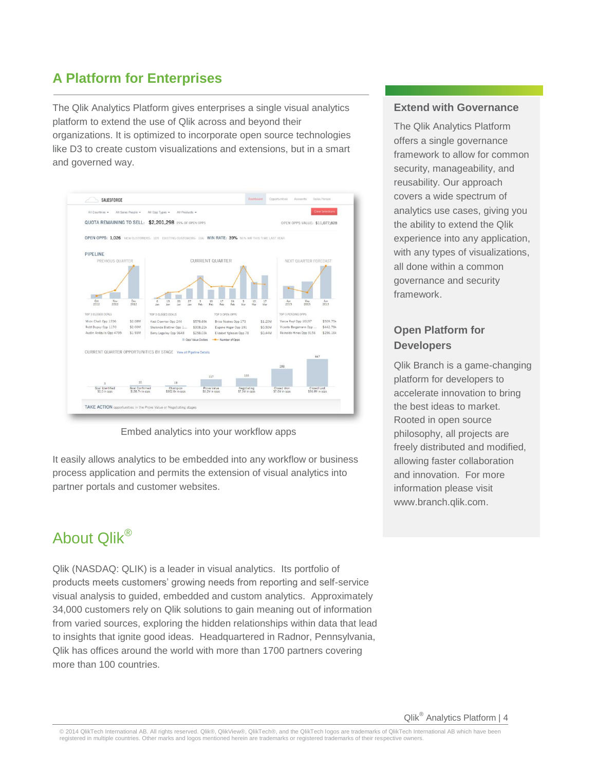## A Platform for Enterprises

The Qlik Analytics Platform gives enterprises a single visual analytics platform to extend the use of Qlik across and beyond their organizations. It is optimized to incorporate open source technologies like D3 to create custom visualizations and extensions, but in a smart and governed way.

Embed analytics into your workflow apps

It easily allows analytics to be embedded into any workflow or business process application and permits the extension of visual analytics into partner portals and customer websites.

### Extend with Governance

The Qlik Analytics Platform offers a single governance framework to allow for common security, manageability, and reusability. Our approach covers a wide spectrum of analytics use cases, giving you the ability to extend the Qlik experience into any application, with any types of visualizations, all done within a common governance and security framework.

### Open Platform for Developers

Qlik Branch is a game-changing platform for developers to accelerate innovation to bring the best ideas to market. Rooted in open source philosophy, all projects are freely distributed and modified, allowing faster collaboration and innovation. For more information please visit www.branch.qlik.com.

## About Qlik®

Qlik (NASDAQ: QLIK) is a leader in visual analytics. Its portfolio of products meets customers' growing needs from reporting and self-service visual analysis to guided, embedded and custom analytics. Approximately 34,000 customers rely on Qlik solutions to gain meaning out of information from varied sources, exploring the hidden relationships within data that lead to insights that ignite good ideas. Headquartered in Radnor, Pennsylvania, Qlik has offices around the world with more than 1700 partners covering more than 100 countries.

© 2014 QlikTech International AB. All rights reserved. Qlik®, QlikView®, QlikTech®, and the QlikTech logos are trademarks of QlikTech International AB which have been registered in multiple countries. Other marks and logos mentioned herein are trademarks or registered trademarks of their respective owners.